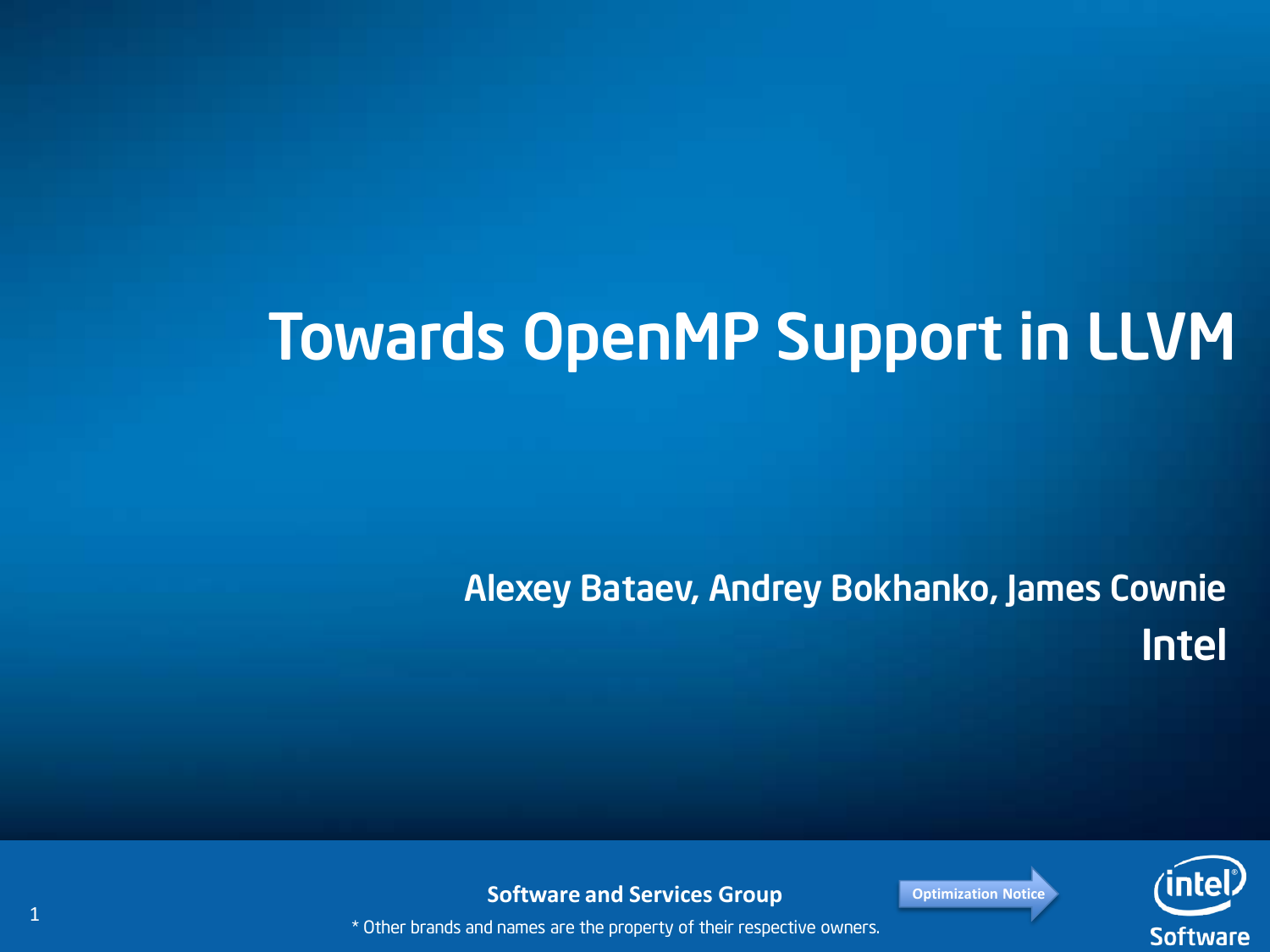# Towards OpenMP Support in LLVM

**Alexey Bataev, Andrey Bokhanko, James Cownie**

**Intel**

Software and Services Group

Optimization Notice

* Other brands and names are the property of their respective owners.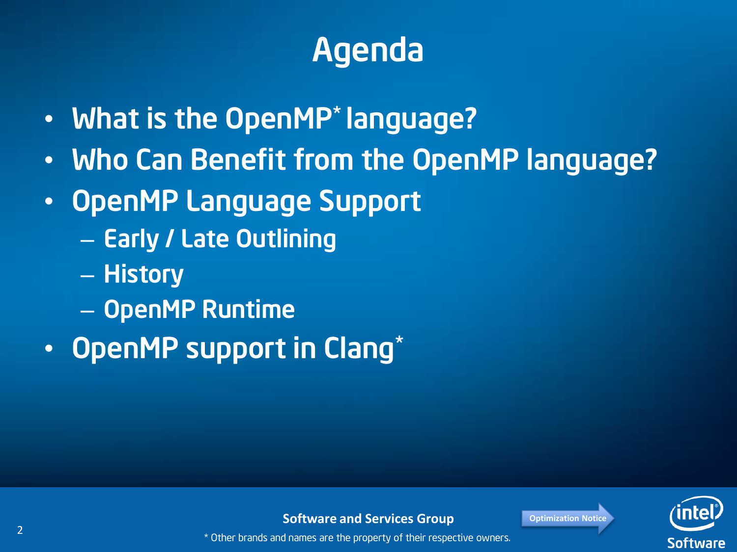# Agenda

- What is the OpenMP* language?
- Who Can Benefit from the OpenMP language?
- OpenMP Language Support
  - Early / Late Outlining
  - History
  - OpenMP Runtime
- OpenMP support in Clang*

Software and Services Group

* Other brands and names are the property of their respective owners.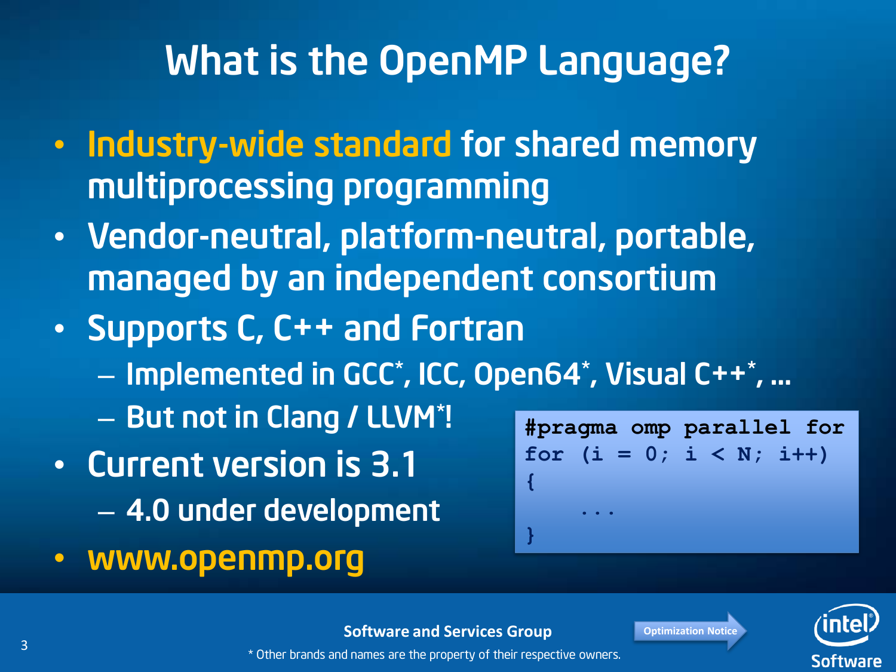# What is the OpenMP Language?

- Industry-wide standard for shared memory multiprocessing programming
- Vendor-neutral, platform-neutral, portable, managed by an independent consortium
- Supports C, C++ and Fortran
  - Implemented in GCC*, ICC, Open64*, Visual C++*, …
  - But not in Clang / LLVM*!
- Current version is 3.1
  - 4.0 under development
- www.openmp.org

```
#pragma omp parallel for
for (i = 0; i < N; i++)
{
    ...
}
```

Software and Services Group

* Other brands and names are the property of their respective owners.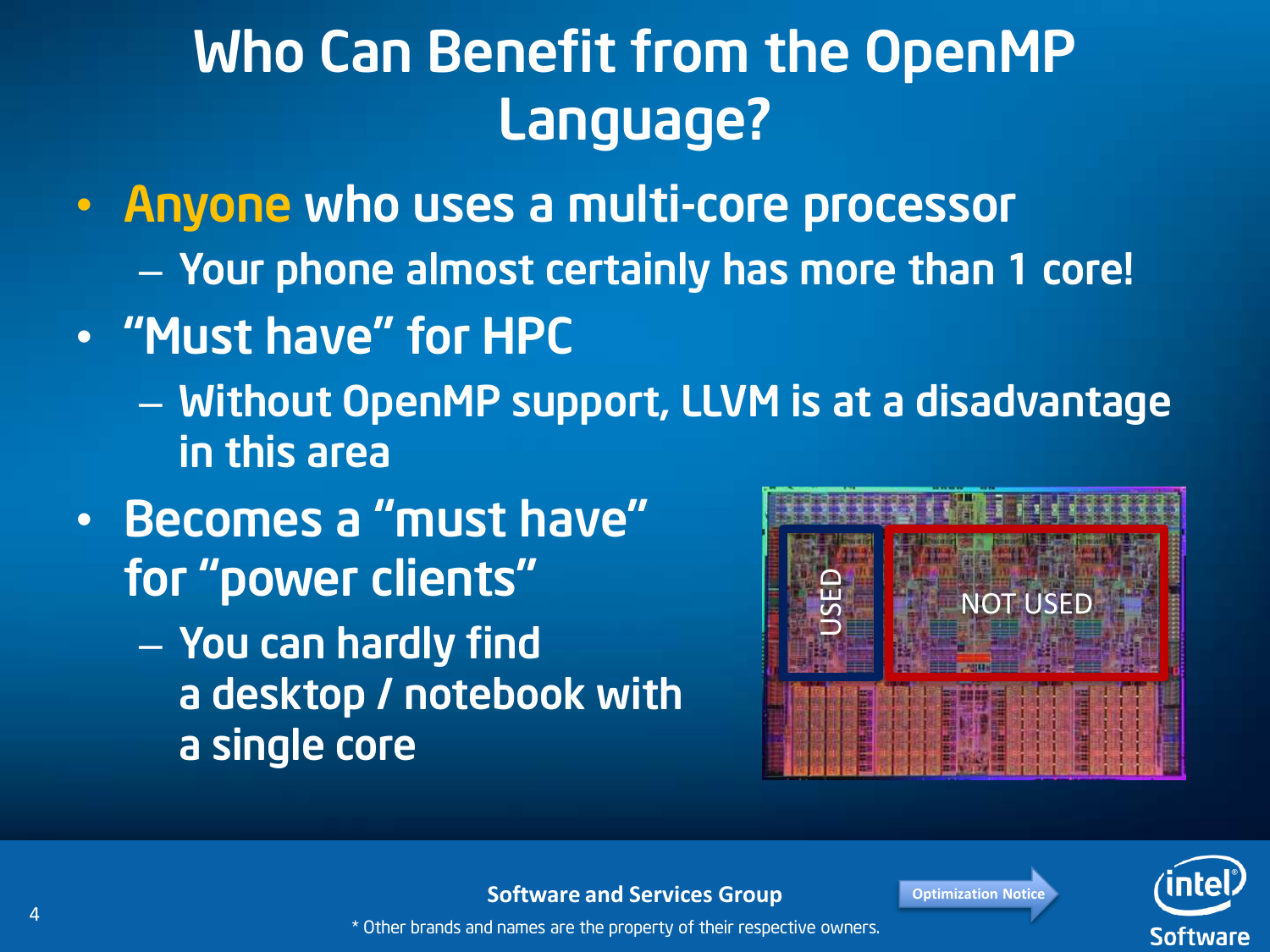# Who Can Benefit from the OpenMP Language?

- **Anyone** who uses a multi-core processor
  - Your phone almost certainly has more than 1 core!
- "Must have" for HPC
  - Without OpenMP support, LLVM is at a disadvantage in this area
- Becomes a "must have" for "power clients"
  - You can hardly find a desktop / notebook with a single core

USED

NOT USED

Software and Services Group

* Other brands and names are the property of their respective owners.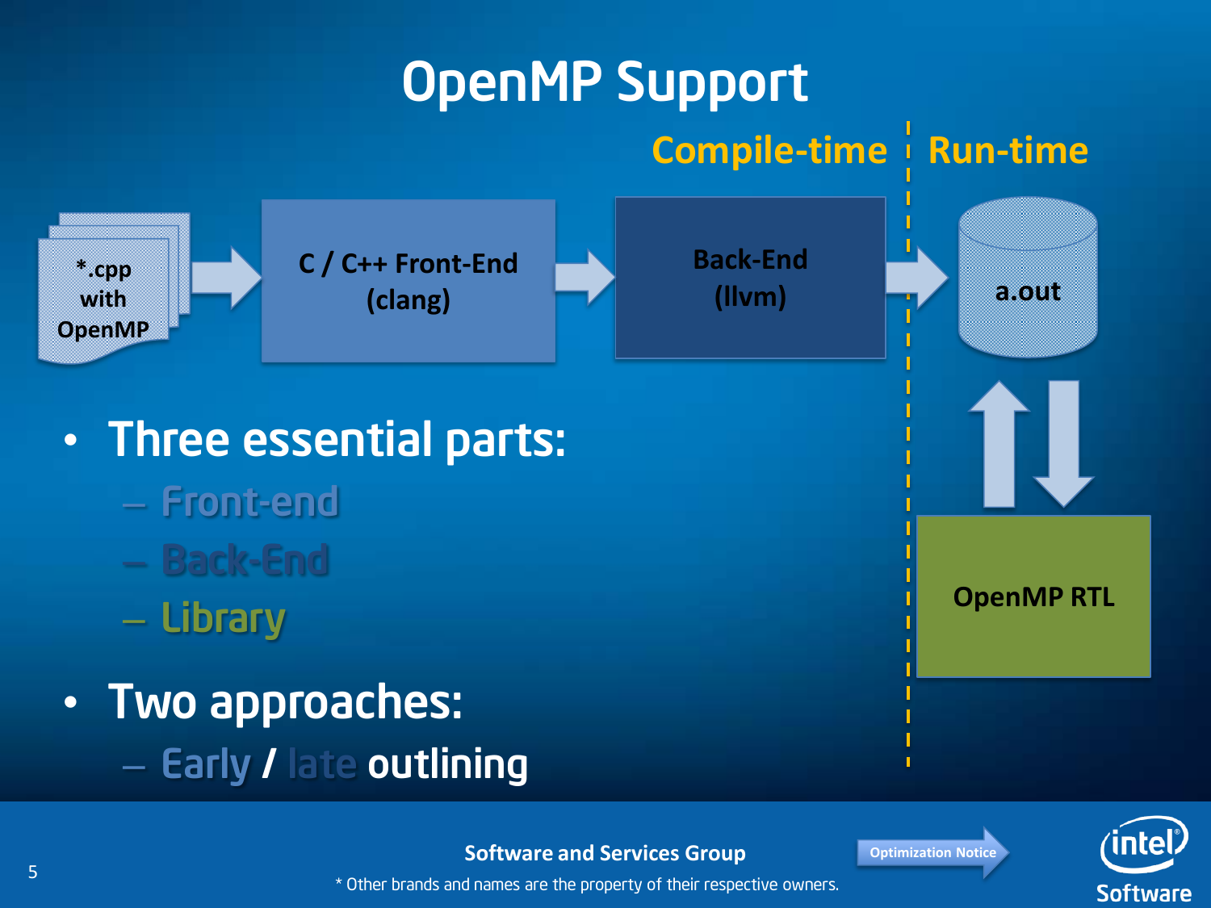# OpenMP Support

Compile-time | Run-time

*.cpp with OpenMP → C / C++ Front-End (clang) → Back-End (llvm) → a.out ⇅ OpenMP RTL

- Three essential parts:
  - Front-end
  - Back-End
  - Library
- Two approaches:
  - Early / late outlining

Software and Services Group

* Other brands and names are the property of their respective owners.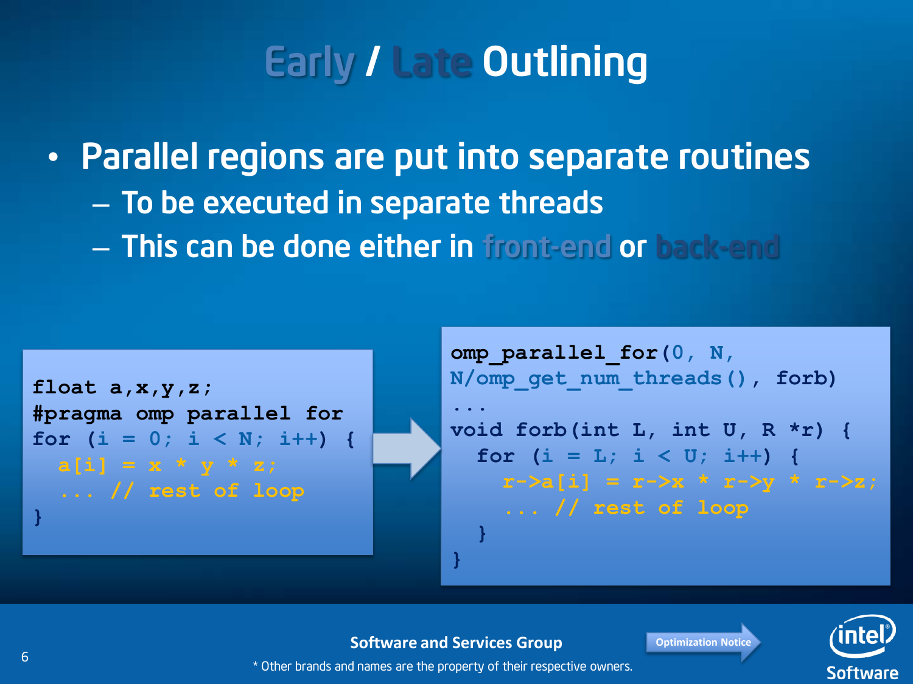# Early / Late Outlining

- Parallel regions are put into separate routines
  - To be executed in separate threads
  - This can be done either in front-end or back-end

```
float a,x,y,z;
#pragma omp parallel for
for (i = 0; i < N; i++) {
  a[i] = x * y * z;
  ... // rest of loop
}
```

```
omp_parallel_for(0, N,
N/omp_get_num_threads(), forb)
...
void forb(int L, int U, R *r) {
  for (i = L; i < U; i++) {
    r->a[i] = r->x * r->y * r->z;
    ... // rest of loop
  }
}
```

Software and Services Group

\* Other brands and names are the property of their respective owners.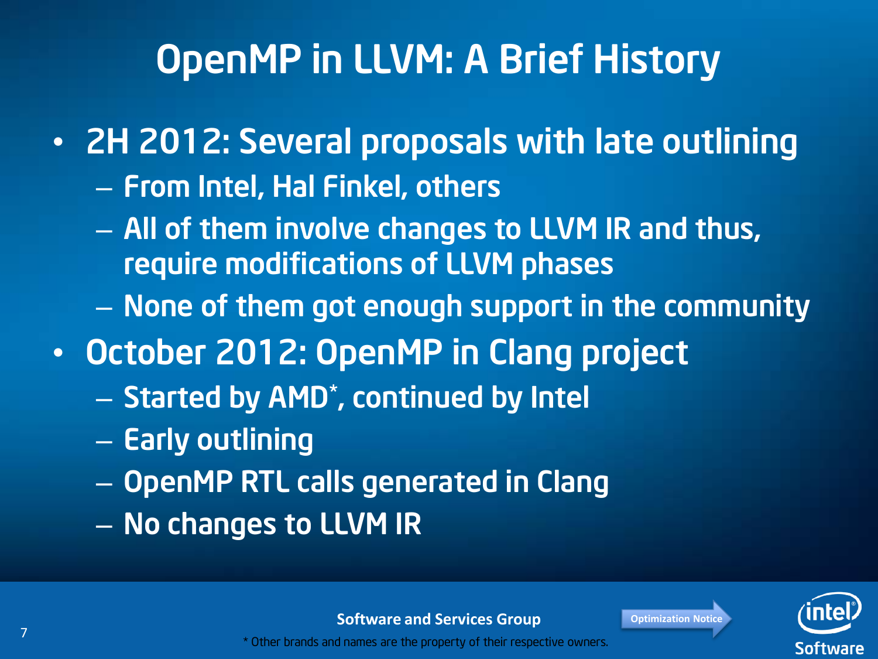# OpenMP in LLVM: A Brief History

- 2H 2012: Several proposals with late outlining
  - From Intel, Hal Finkel, others
  - All of them involve changes to LLVM IR and thus, require modifications of LLVM phases
  - None of them got enough support in the community
- October 2012: OpenMP in Clang project
  - Started by AMD*, continued by Intel
  - Early outlining
  - OpenMP RTL calls generated in Clang
  - No changes to LLVM IR

Software and Services Group

* Other brands and names are the property of their respective owners.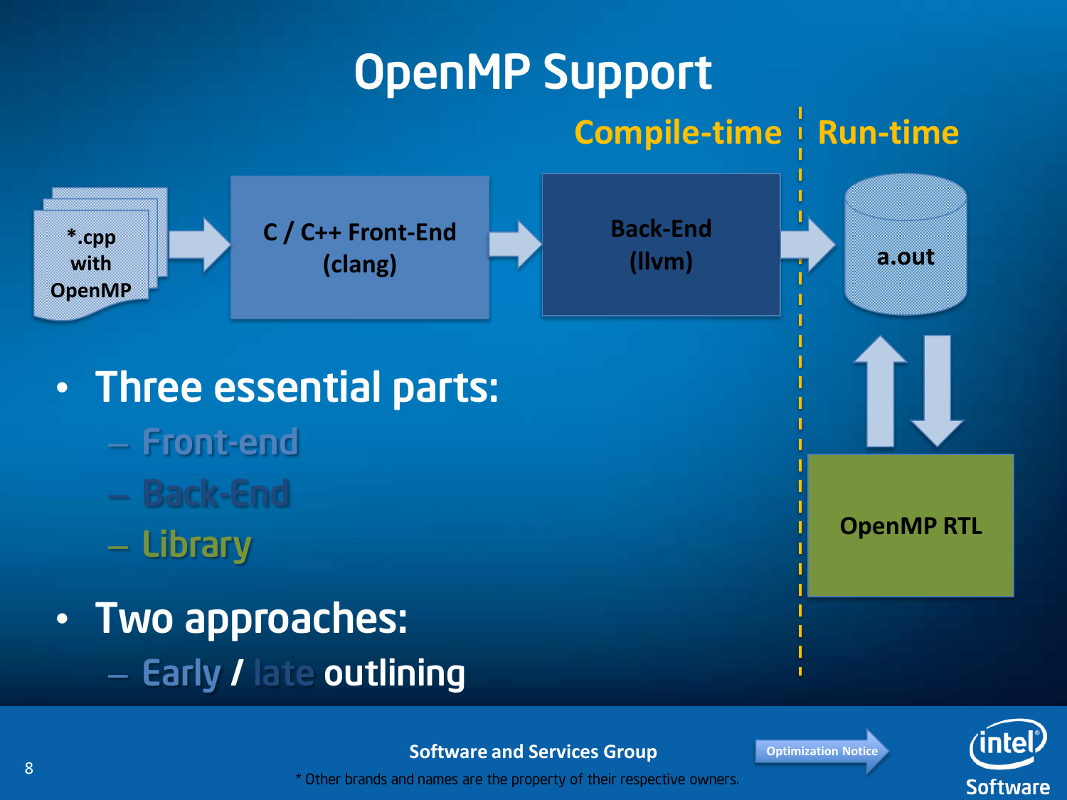# OpenMP Support

Compile-time | Run-time

*.cpp with OpenMP → C / C++ Front-End (clang) → Back-End (llvm) → a.out ⇅ OpenMP RTL

- Three essential parts:
  - Front-end
  - Back-End
  - Library
- Two approaches:
  - Early / late outlining

Software and Services Group

* Other brands and names are the property of their respective owners.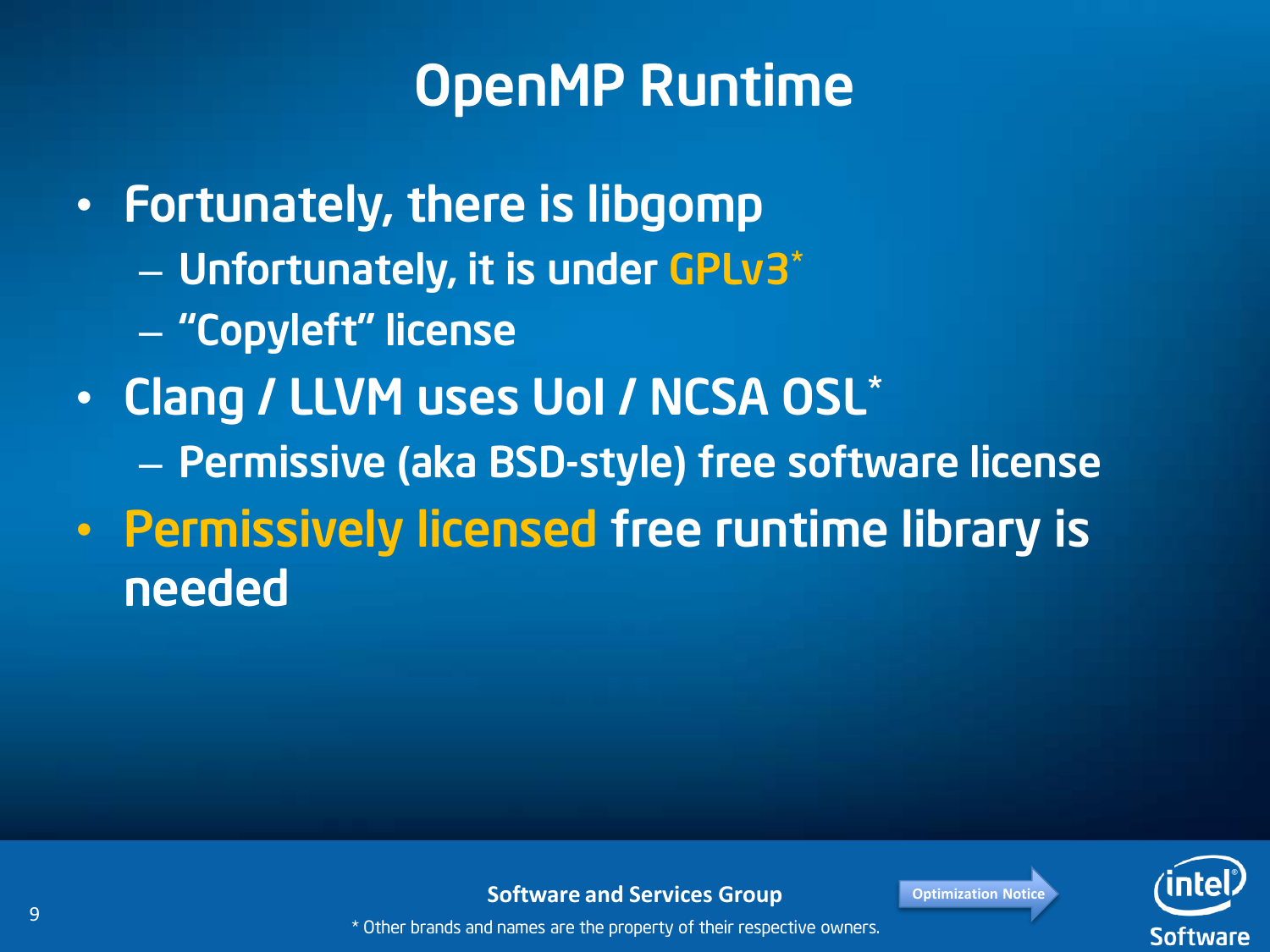# OpenMP Runtime

- Fortunately, there is libgomp
  - Unfortunately, it is under GPLv3*
  - "Copyleft" license
- Clang / LLVM uses UoI / NCSA OSL*
  - Permissive (aka BSD-style) free software license
- Permissively licensed free runtime library is needed

Software and Services Group

Optimization Notice

* Other brands and names are the property of their respective owners.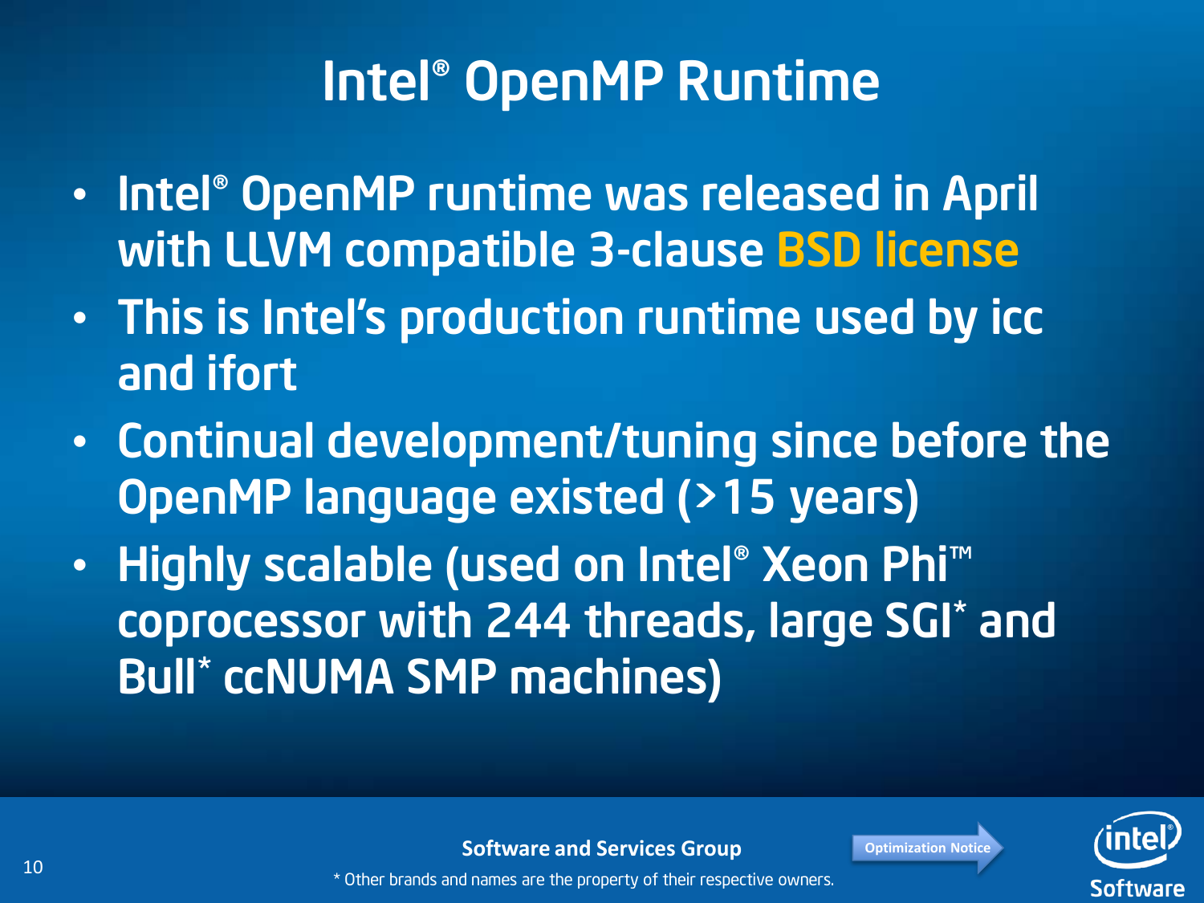# Intel® OpenMP Runtime

- Intel® OpenMP runtime was released in April with LLVM compatible 3-clause BSD license
- This is Intel's production runtime used by icc and ifort
- Continual development/tuning since before the OpenMP language existed (>15 years)
- Highly scalable (used on Intel® Xeon Phi™ coprocessor with 244 threads, large SGI* and Bull* ccNUMA SMP machines)

\* Other brands and names are the property of their respective owners.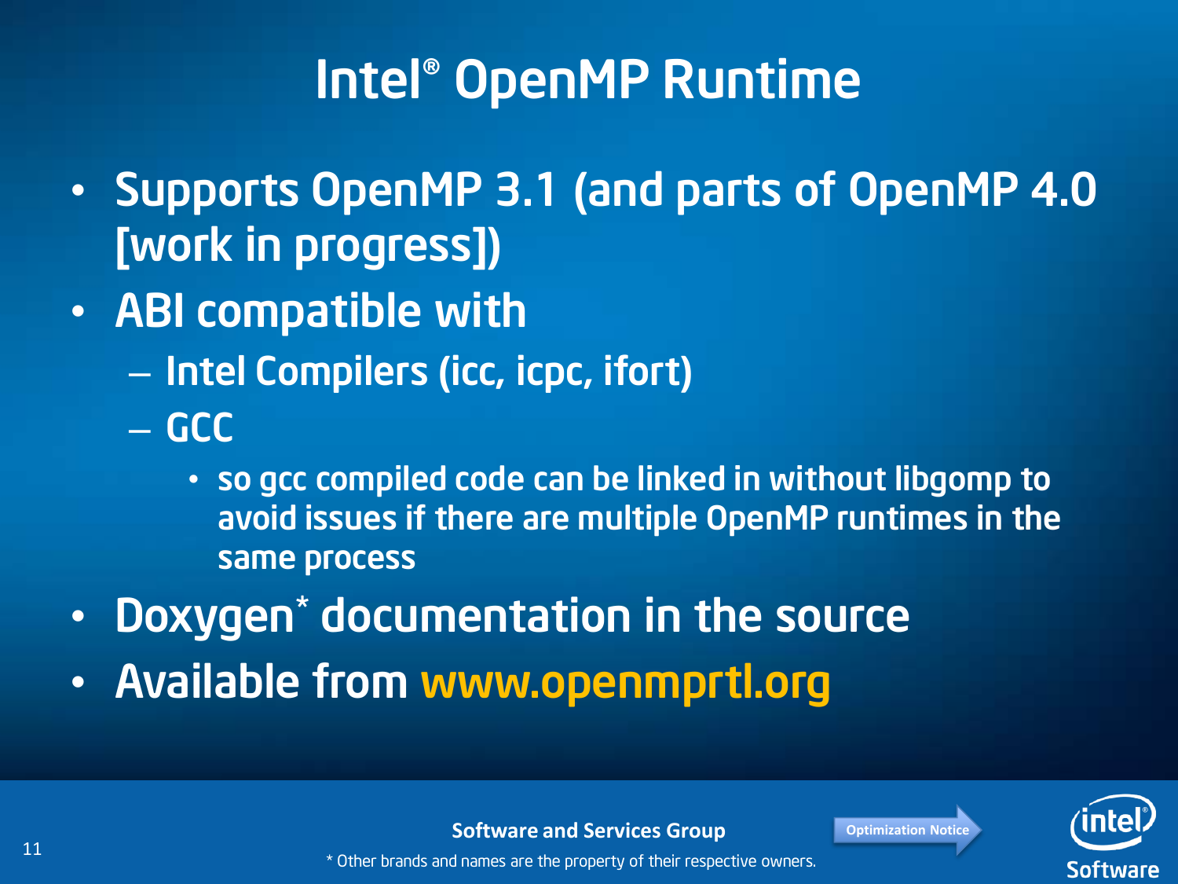# Intel® OpenMP Runtime

- Supports OpenMP 3.1 (and parts of OpenMP 4.0 [work in progress])
- ABI compatible with
  - Intel Compilers (icc, icpc, ifort)
  - GCC
    - so gcc compiled code can be linked in without libgomp to avoid issues if there are multiple OpenMP runtimes in the same process
- Doxygen* documentation in the source
- Available from www.openmprtl.org

\* Other brands and names are the property of their respective owners.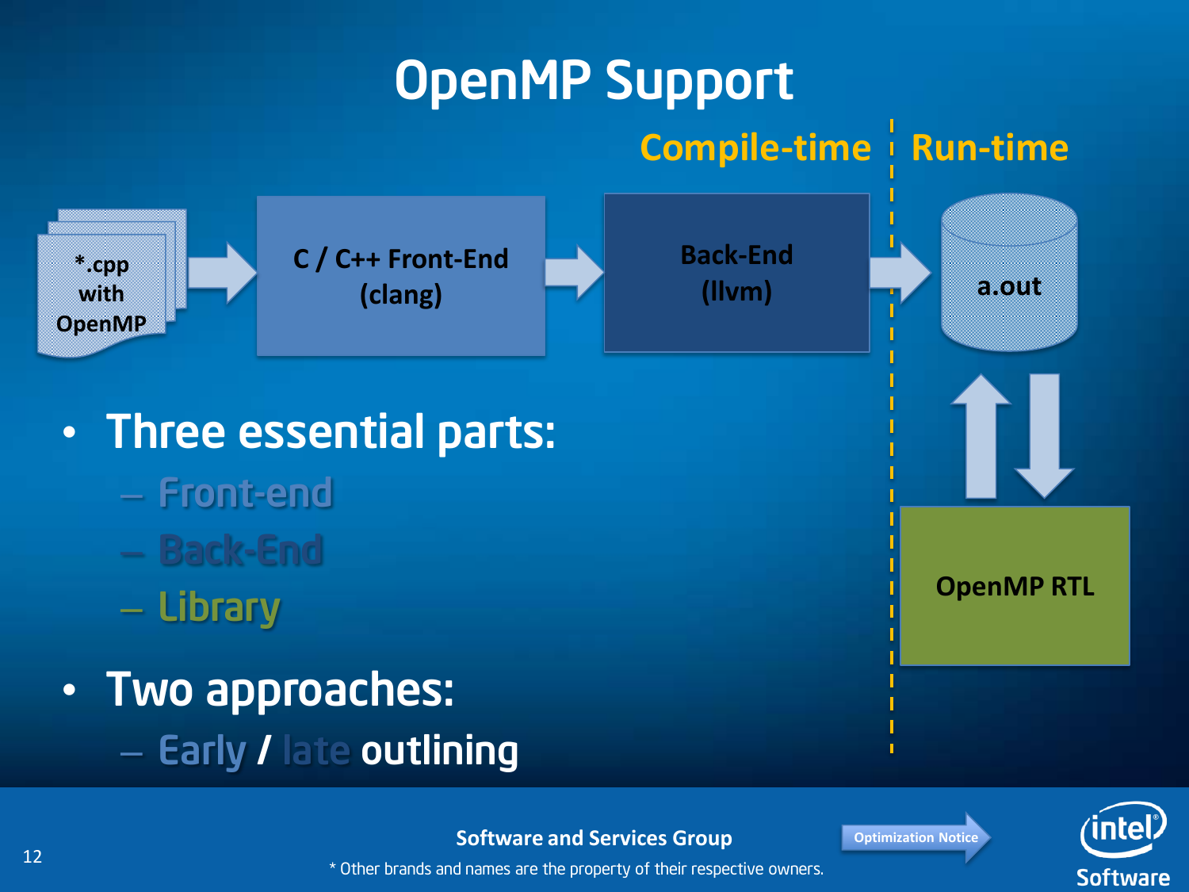# OpenMP Support

Compile-time | Run-time

*.cpp with OpenMP → C / C++ Front-End (clang) → Back-End (llvm) → a.out ⇅ OpenMP RTL

- Three essential parts:
  - Front-end
  - Back-End
  - Library
- Two approaches:
  - Early / late outlining

Software and Services Group

* Other brands and names are the property of their respective owners.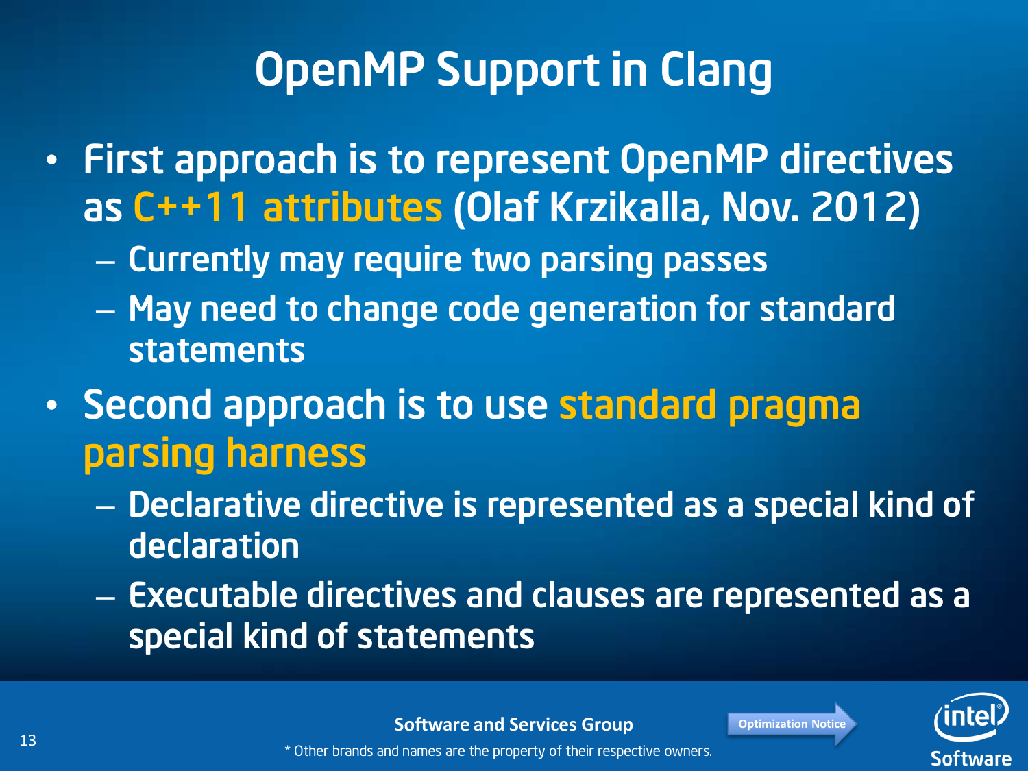# OpenMP Support in Clang

- First approach is to represent OpenMP directives as C++11 attributes (Olaf Krzikalla, Nov. 2012)
  - Currently may require two parsing passes
  - May need to change code generation for standard statements
- Second approach is to use standard pragma parsing harness
  - Declarative directive is represented as a special kind of declaration
  - Executable directives and clauses are represented as a special kind of statements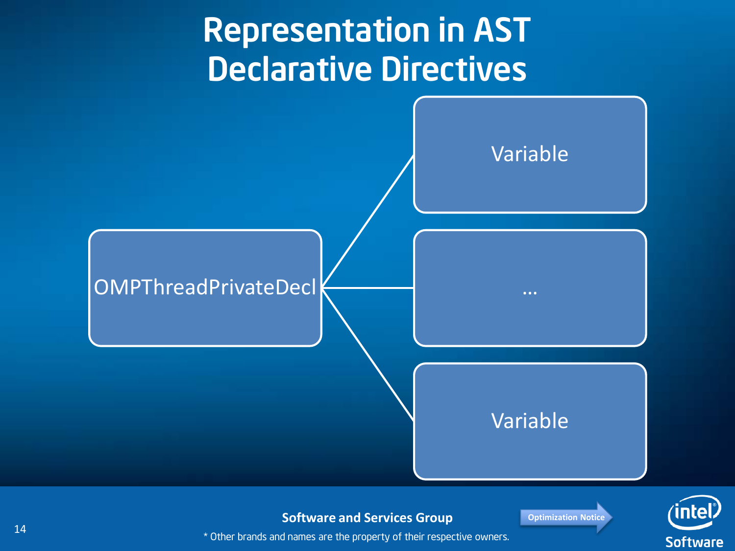# Representation in AST
# Declarative Directives

OMPThreadPrivateDecl

- Variable
- …
- Variable

**Software and Services Group**

* Other brands and names are the property of their respective owners.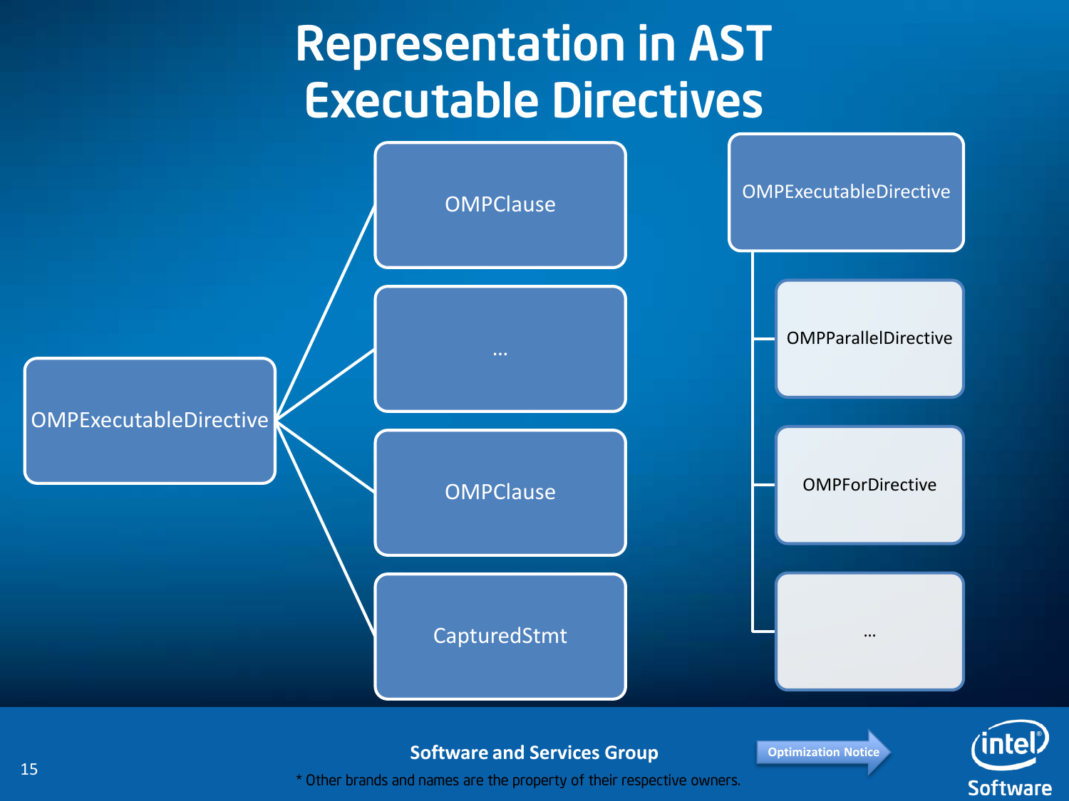# Representation in AST Executable Directives

- OMPExecutableDirective
  - OMPClause
  - …
  - OMPClause
  - CapturedStmt

- OMPExecutableDirective
  - OMPParallelDirective
  - OMPForDirective
  - …

**Software and Services Group**

* Other brands and names are the property of their respective owners.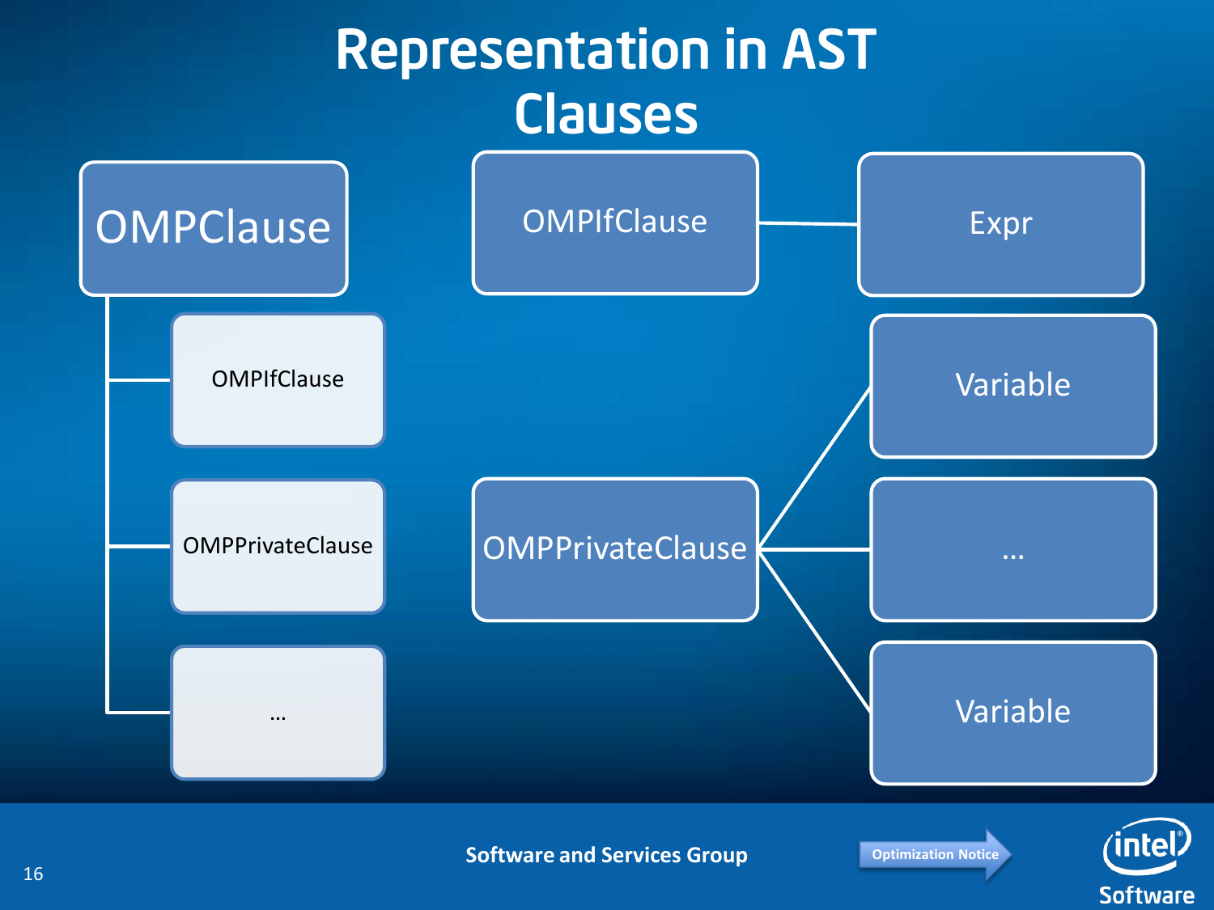# Representation in AST

## Clauses

- OMPClause
  - OMPIfClause
  - OMPPrivateClause
  - …

OMPIfClause — Expr

OMPPrivateClause
- Variable
- …
- Variable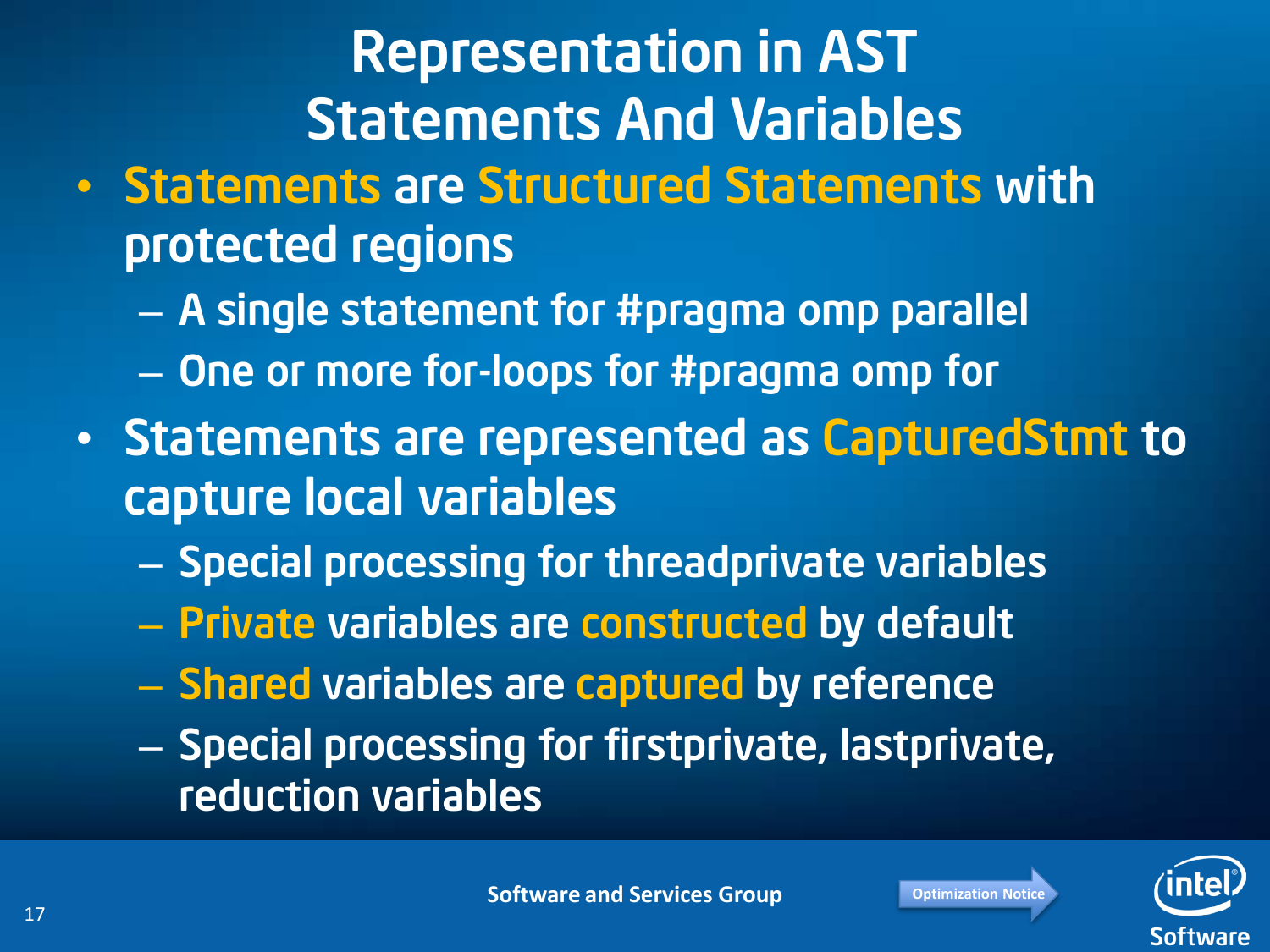# Representation in AST Statements And Variables

- Statements are Structured Statements with protected regions
  - A single statement for #pragma omp parallel
  - One or more for-loops for #pragma omp for
- Statements are represented as CapturedStmt to capture local variables
  - Special processing for threadprivate variables
  - Private variables are constructed by default
  - Shared variables are captured by reference
  - Special processing for firstprivate, lastprivate, reduction variables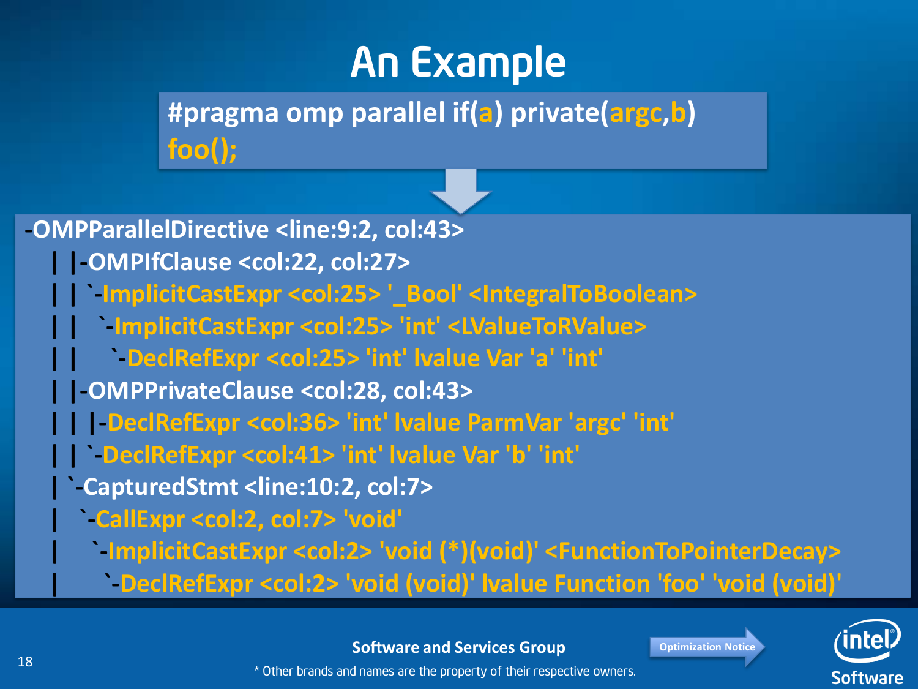# An Example

```
#pragma omp parallel if(a) private(argc,b)
foo();
```

```
-OMPParallelDirective <line:9:2, col:43>
 | |-OMPIfClause <col:22, col:27>
 | | `-ImplicitCastExpr <col:25> '_Bool' <IntegralToBoolean>
 | |   `-ImplicitCastExpr <col:25> 'int' <LValueToRValue>
 | |     `-DeclRefExpr <col:25> 'int' lvalue Var 'a' 'int'
 | |-OMPPrivateClause <col:28, col:43>
 | | |-DeclRefExpr <col:36> 'int' lvalue ParmVar 'argc' 'int'
 | | `-DeclRefExpr <col:41> 'int' lvalue Var 'b' 'int'
 | `-CapturedStmt <line:10:2, col:7>
 |   `-CallExpr <col:2, col:7> 'void'
 |     `-ImplicitCastExpr <col:2> 'void (*)(void)' <FunctionToPointerDecay>
 |       `-DeclRefExpr <col:2> 'void (void)' lvalue Function 'foo' 'void (void)'
```

Software and Services Group

* Other brands and names are the property of their respective owners.

Optimization Notice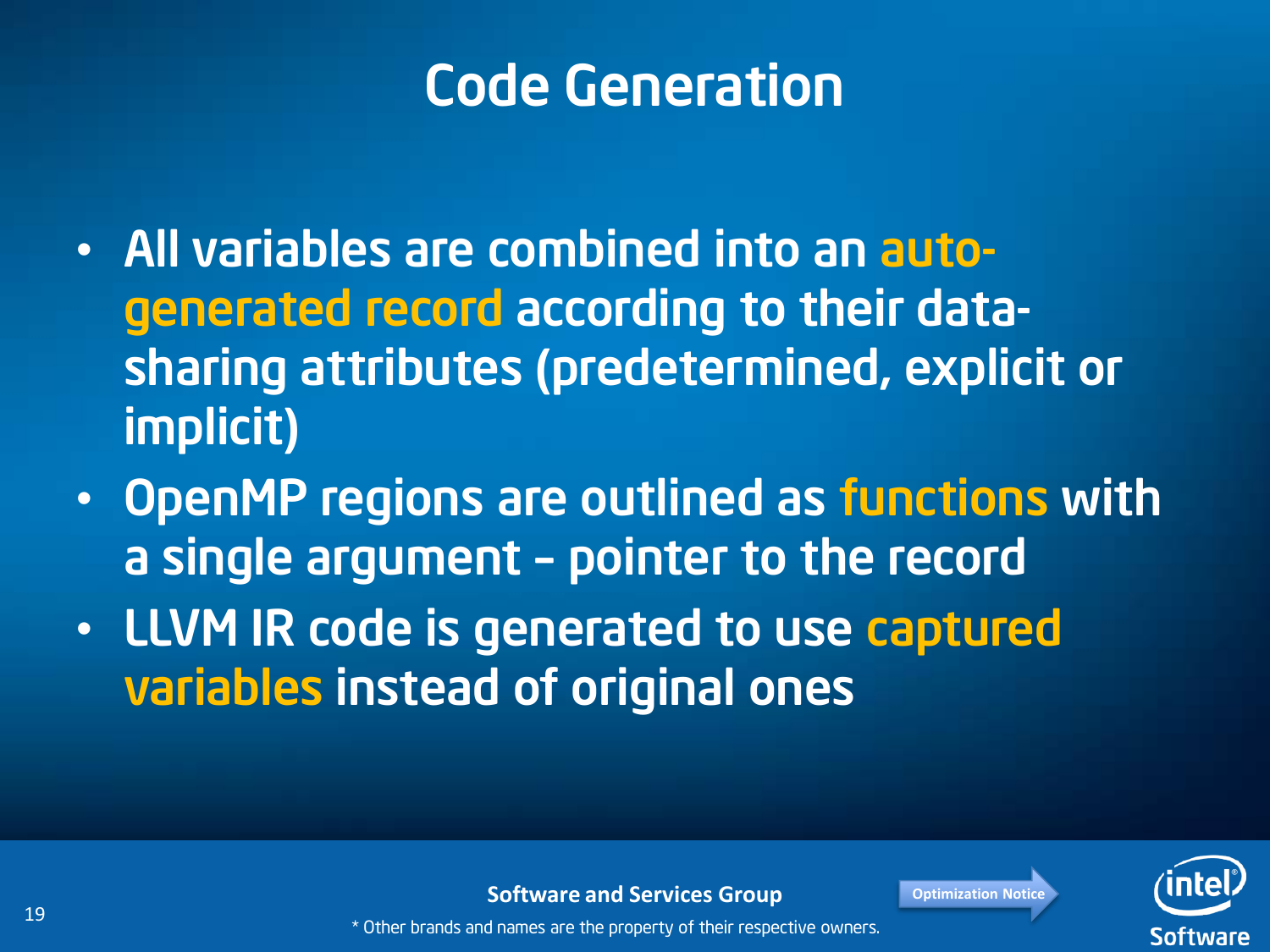# Code Generation

- All variables are combined into an auto-generated record according to their data-sharing attributes (predetermined, explicit or implicit)
- OpenMP regions are outlined as functions with a single argument – pointer to the record
- LLVM IR code is generated to use captured variables instead of original ones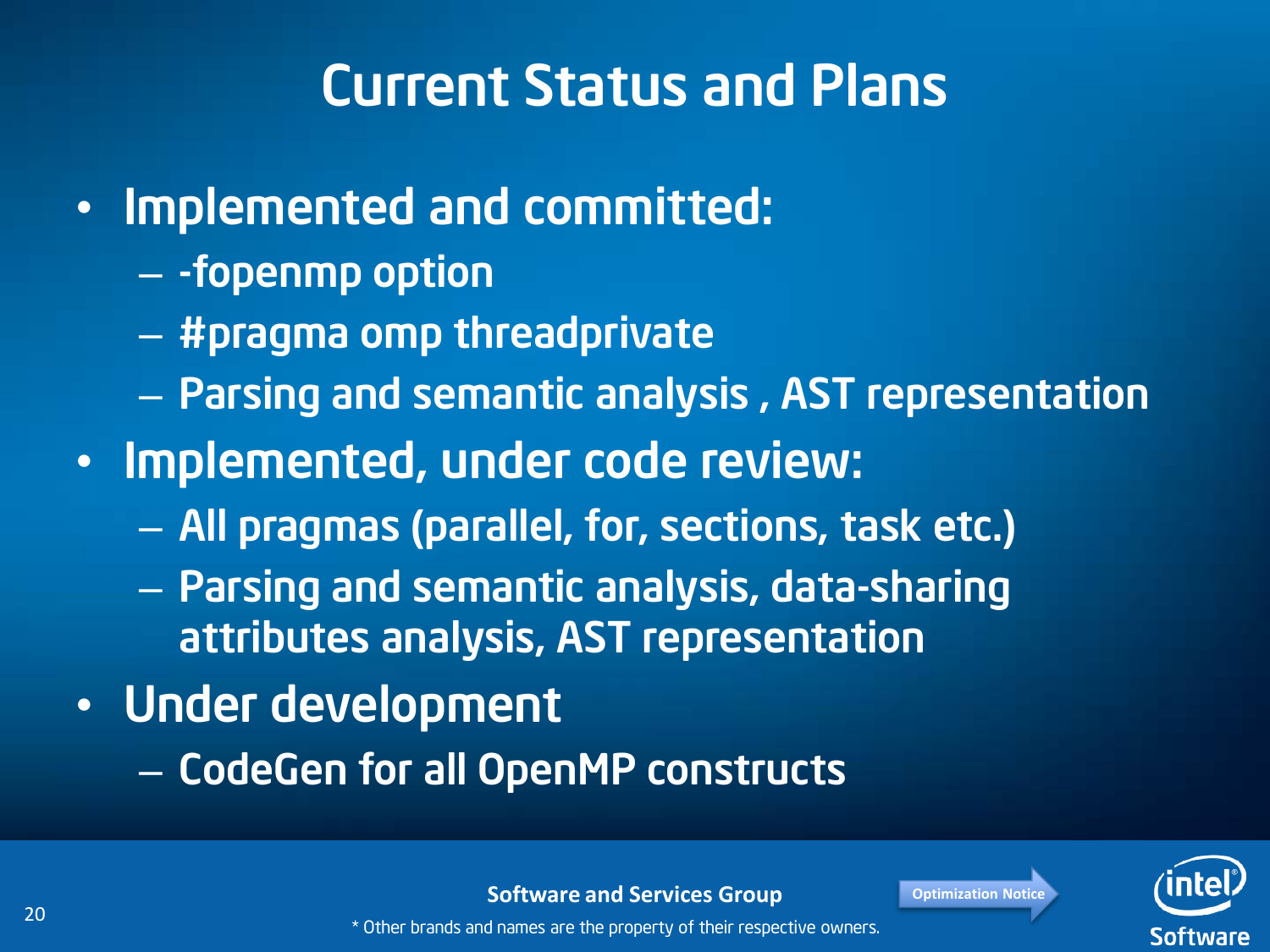# Current Status and Plans

- Implemented and committed:
  - -fopenmp option
  - #pragma omp threadprivate
  - Parsing and semantic analysis , AST representation
- Implemented, under code review:
  - All pragmas (parallel, for, sections, task etc.)
  - Parsing and semantic analysis, data-sharing attributes analysis, AST representation
- Under development
  - CodeGen for all OpenMP constructs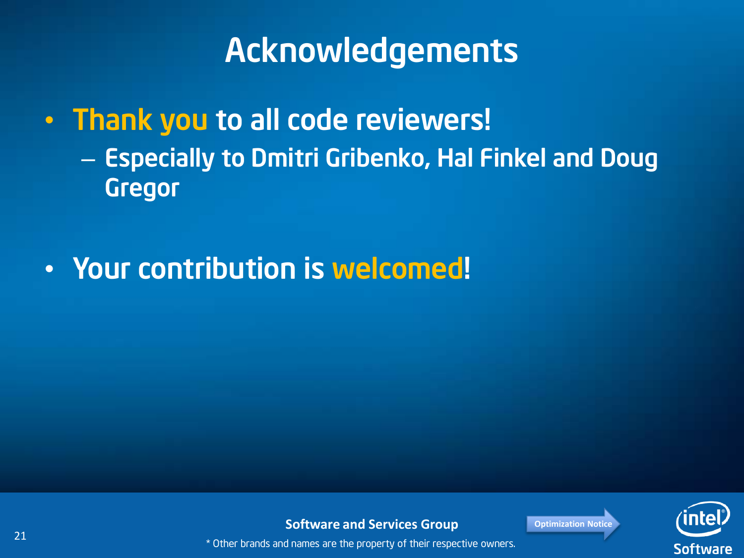# Acknowledgements

- **Thank you** to all code reviewers!
  - Especially to Dmitri Gribenko, Hal Finkel and Doug Gregor

- Your contribution is **welcomed**!

Software and Services Group

* Other brands and names are the property of their respective owners.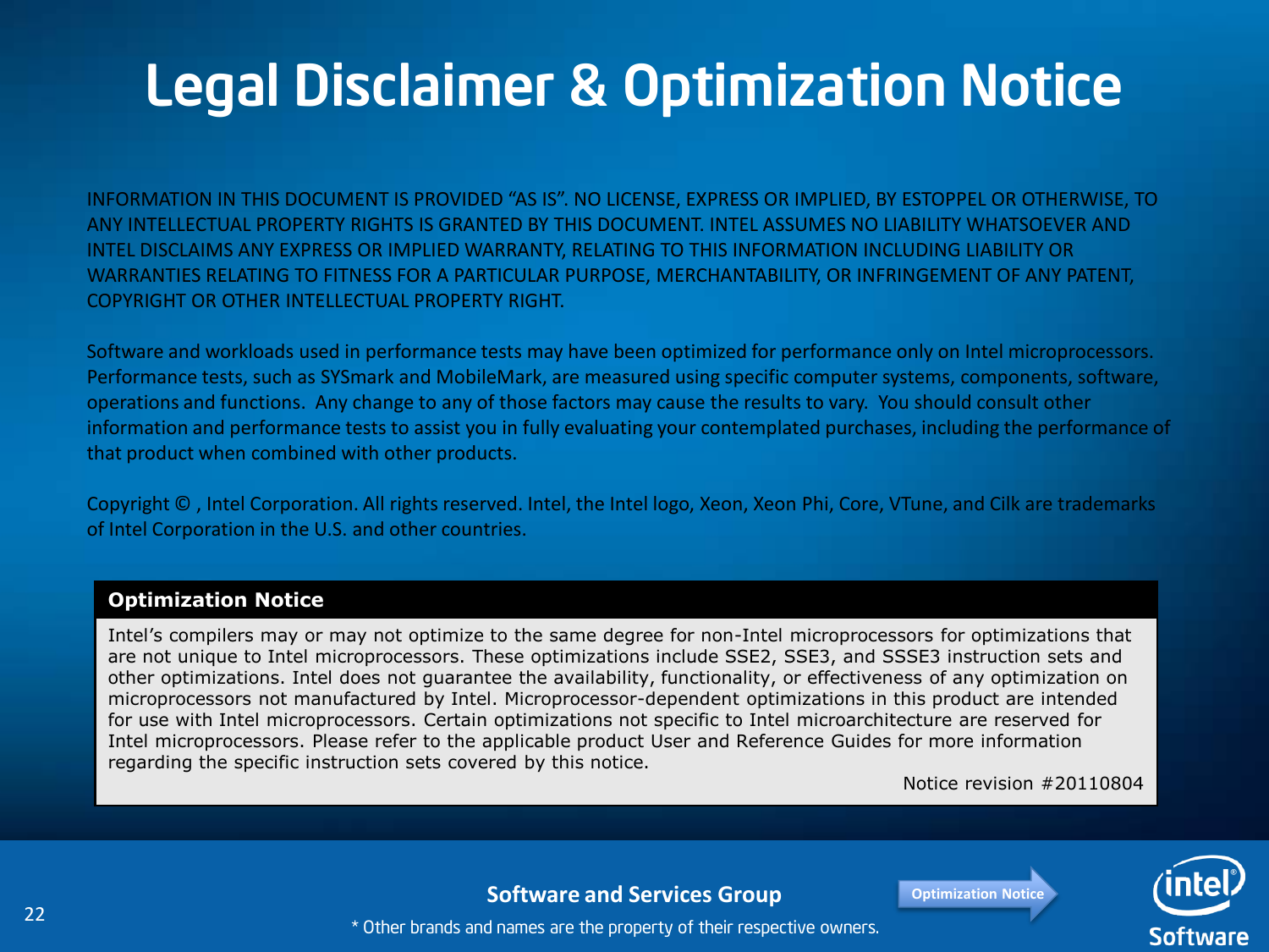# Legal Disclaimer & Optimization Notice

INFORMATION IN THIS DOCUMENT IS PROVIDED "AS IS". NO LICENSE, EXPRESS OR IMPLIED, BY ESTOPPEL OR OTHERWISE, TO ANY INTELLECTUAL PROPERTY RIGHTS IS GRANTED BY THIS DOCUMENT. INTEL ASSUMES NO LIABILITY WHATSOEVER AND INTEL DISCLAIMS ANY EXPRESS OR IMPLIED WARRANTY, RELATING TO THIS INFORMATION INCLUDING LIABILITY OR WARRANTIES RELATING TO FITNESS FOR A PARTICULAR PURPOSE, MERCHANTABILITY, OR INFRINGEMENT OF ANY PATENT, COPYRIGHT OR OTHER INTELLECTUAL PROPERTY RIGHT.

Software and workloads used in performance tests may have been optimized for performance only on Intel microprocessors. Performance tests, such as SYSmark and MobileMark, are measured using specific computer systems, components, software, operations and functions. Any change to any of those factors may cause the results to vary. You should consult other information and performance tests to assist you in fully evaluating your contemplated purchases, including the performance of that product when combined with other products.

Copyright © , Intel Corporation. All rights reserved. Intel, the Intel logo, Xeon, Xeon Phi, Core, VTune, and Cilk are trademarks of Intel Corporation in the U.S. and other countries.

**Optimization Notice**

Intel's compilers may or may not optimize to the same degree for non-Intel microprocessors for optimizations that are not unique to Intel microprocessors. These optimizations include SSE2, SSE3, and SSSE3 instruction sets and other optimizations. Intel does not guarantee the availability, functionality, or effectiveness of any optimization on microprocessors not manufactured by Intel. Microprocessor-dependent optimizations in this product are intended for use with Intel microprocessors. Certain optimizations not specific to Intel microarchitecture are reserved for Intel microprocessors. Please refer to the applicable product User and Reference Guides for more information regarding the specific instruction sets covered by this notice.

Notice revision #20110804

Software and Services Group

* Other brands and names are the property of their respective owners.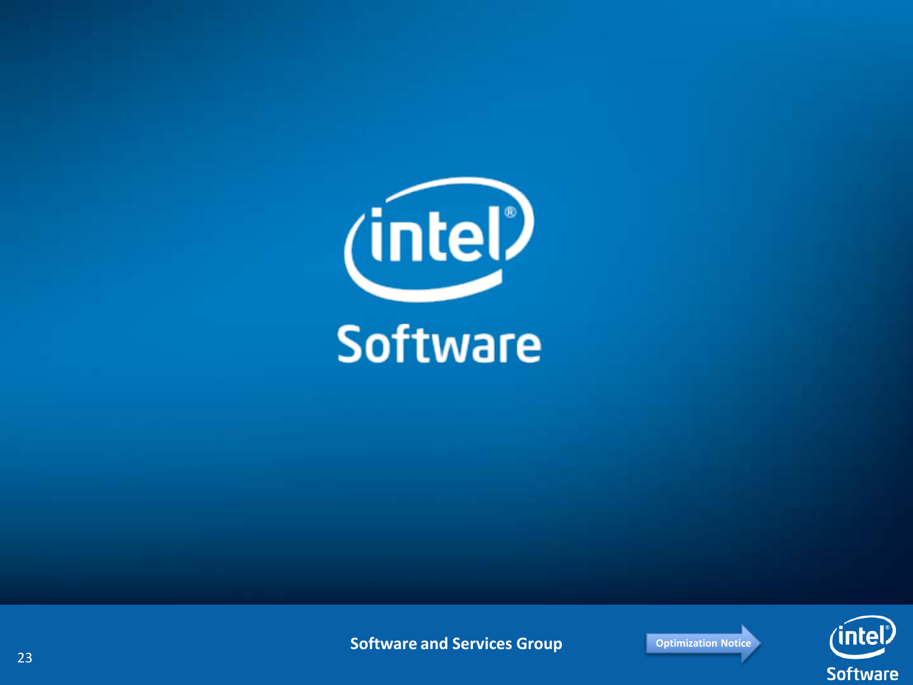intel

Software